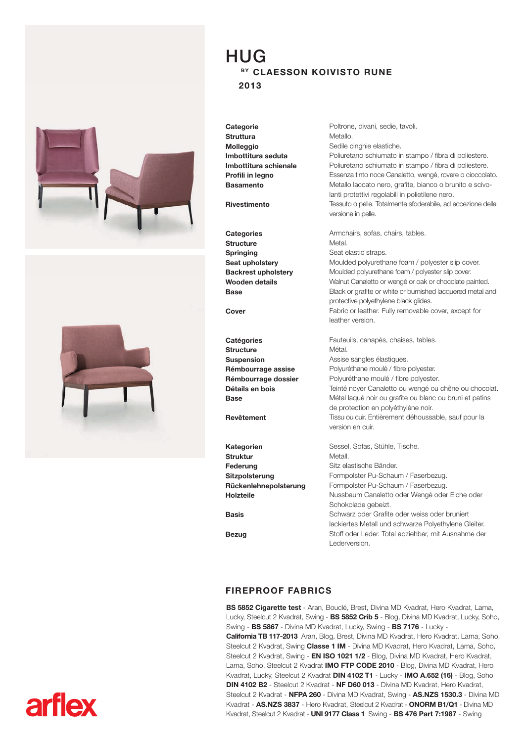# HUG

**BY CLAESSON KOIVISTO RUNE**

**2013**

**Categorie** Poltrone, divani, sedie, tavoli.
**Struttura** Metallo.
**Molleggio** Sedile cinghie elastiche.
**Imbottitura seduta** Poliuretano schiumato in stampo / fibra di poliestere.
**Imbottitura schienale** Poliuretano schiumato in stampo / fibra di poliestere.
**Profili in legno** Essenza tinto noce Canaletto, wengé, rovere o cioccolato.
**Basamento** Metallo laccato nero, grafite, bianco o brunito e scivolanti protettivi regolabili in polietilene nero.
**Rivestimento** Tessuto o pelle. Totalmente sfoderabile, ad eccezione della versione in pelle.

**Categories** Armchairs, sofas, chairs, tables.
**Structure** Metal.
**Springing** Seat elastic straps.
**Seat upholstery** Moulded polyurethane foam / polyester slip cover.
**Backrest upholstery** Moulded polyurethane foam / polyester slip cover.
**Wooden details** Walnut Canaletto or wengé or oak or chocolate painted.
**Base** Black or grafite or white or burnished lacquered metal and protective polyethylene black glides.
**Cover** Fabric or leather. Fully removable cover, except for leather version.

**Catégories** Fauteuils, canapés, chaises, tables.
**Structure** Métal.
**Suspension** Assise sangles élastiques.
**Rémbourrage assise** Polyuréthane moulé / fibre polyester.
**Rémbourrage dossier** Polyuréthane moulé / fibre polyester.
**Détails en bois** Teinté noyer Canaletto ou wengé ou chêne ou chocolat.
**Base** Métal laqué noir ou grafite ou blanc ou bruni et patins de protection en polyéthylène noir.
**Revêtement** Tissu ou cuir. Entièrement déhoussable, sauf pour la version en cuir.

**Kategorien** Sessel, Sofas, Stühle, Tische.
**Struktur** Metall.
**Federung** Sitz elastische Bänder.
**Sitzpolsterung** Formpolster Pu-Schaum / Faserbezug.
**Rückenlehnepolsterung** Formpolster Pu-Schaum / Faserbezug.
**Holzteile** Nussbaum Canaletto oder Wengé oder Eiche oder Schokolade gebeizt.
**Basis** Schwarz oder Grafite oder weiss oder bruniert lackiertes Metall und schwarze Polyethylene Gleiter.
**Bezug** Stoff oder Leder. Total abziehbar, mit Ausnahme der Lederversion.

## FIREPROOF FABRICS

**BS 5852 Cigarette test** - Aran, Bouclé, Brest, Divina MD Kvadrat, Hero Kvadrat, Lama, Lucky, Steelcut 2 Kvadrat, Swing - **BS 5852 Crib 5** - Blog, Divina MD Kvadrat, Lucky, Soho, Swing - **BS 5867** - Divina MD Kvadrat, Lucky, Swing - **BS 7176** - Lucky - **California TB 117-2013** Aran, Blog, Brest, Divina MD Kvadrat, Hero Kvadrat, Lama, Soho, Steelcut 2 Kvadrat, Swing **Classe 1 IM** - Divina MD Kvadrat, Hero Kvadrat, Lama, Soho, Steelcut 2 Kvadrat, Swing - **EN ISO 1021 1/2** - Blog, Divina MD Kvadrat, Hero Kvadrat, Lama, Soho, Steelcut 2 Kvadrat **IMO FTP CODE 2010** - Blog, Divina MD Kvadrat, Hero Kvadrat, Lucky, Steelcut 2 Kvadrat **DIN 4102 T1** - Lucky - **IMO A.652 (16)** - Blog, Soho **DIN 4102 B2** - Steelcut 2 Kvadrat - **NF D60 013** - Divina MD Kvadrat, Hero Kvadrat, Steelcut 2 Kvadrat - **NFPA 260** - Divina MD Kvadrat, Swing - **AS.NZS 1530.3** - Divina MD Kvadrat - **AS.NZS 3837** - Hero Kvadrat, Steelcut 2 Kvadrat - **ONORM B1/Q1** - Divina MD Kvadrat, Steelcut 2 Kvadrat - **UNI 9177 Class 1** Swing - **BS 476 Part 7:1987** - Swing

arflex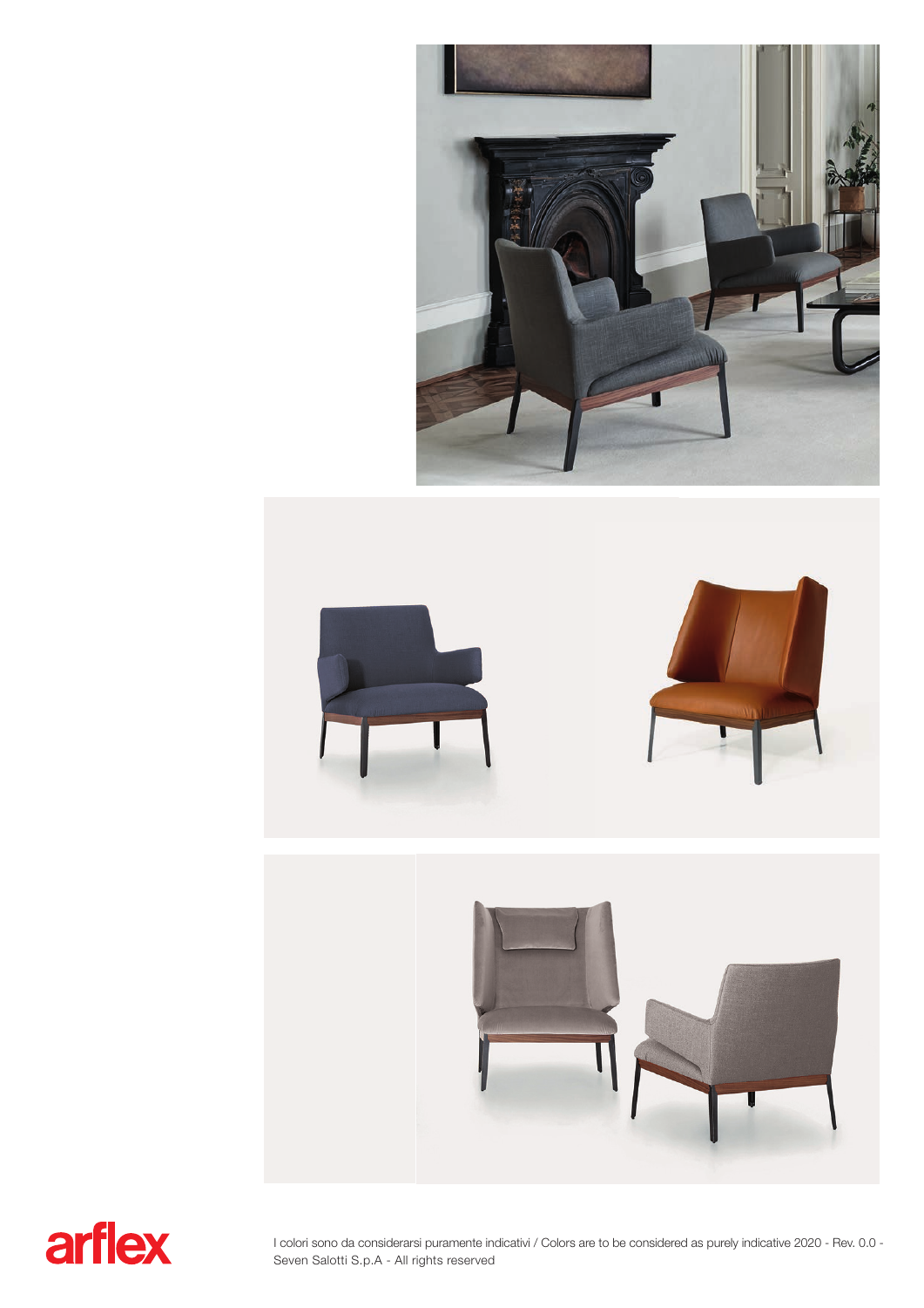arflex

I colori sono da considerarsi puramente indicativi / Colors are to be considered as purely indicative 2020 - Rev. 0.0 - Seven Salotti S.p.A - All rights reserved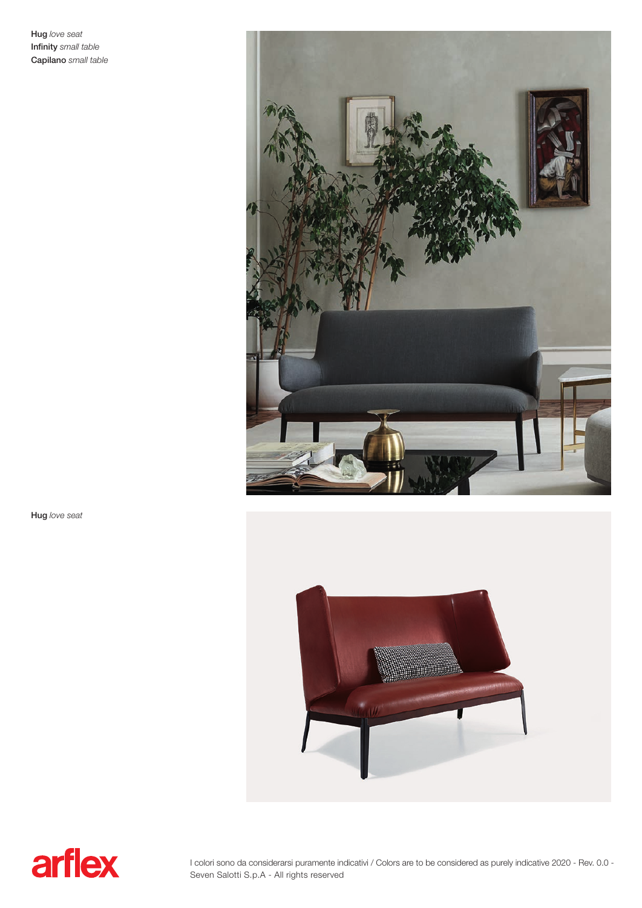**Hug** *love seat*
**Infinity** *small table*
**Capilano** *small table*

**Hug** *love seat*

arflex

I colori sono da considerarsi puramente indicativi / Colors are to be considered as purely indicative 2020 - Rev. 0.0 - Seven Salotti S.p.A - All rights reserved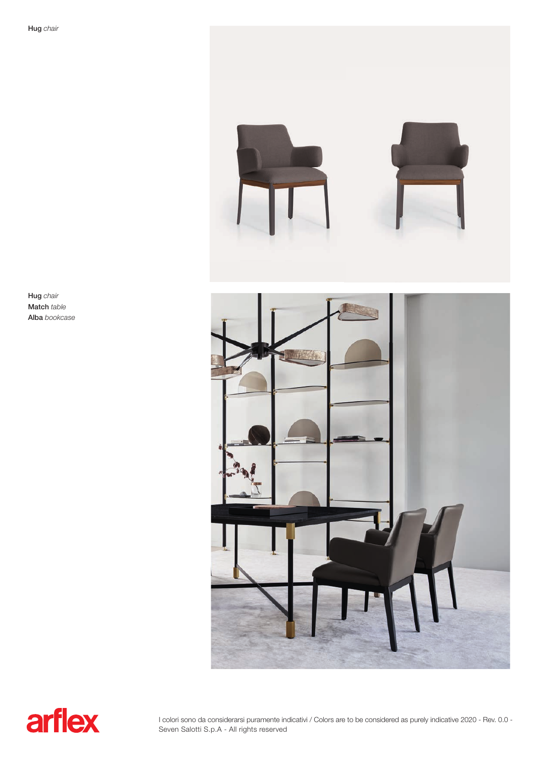**Hug** *chair*

**Hug** *chair*
**Match** *table*
**Alba** *bookcase*

arflex

I colori sono da considerarsi puramente indicativi / Colors are to be considered as purely indicative 2020 - Rev. 0.0 - Seven Salotti S.p.A - All rights reserved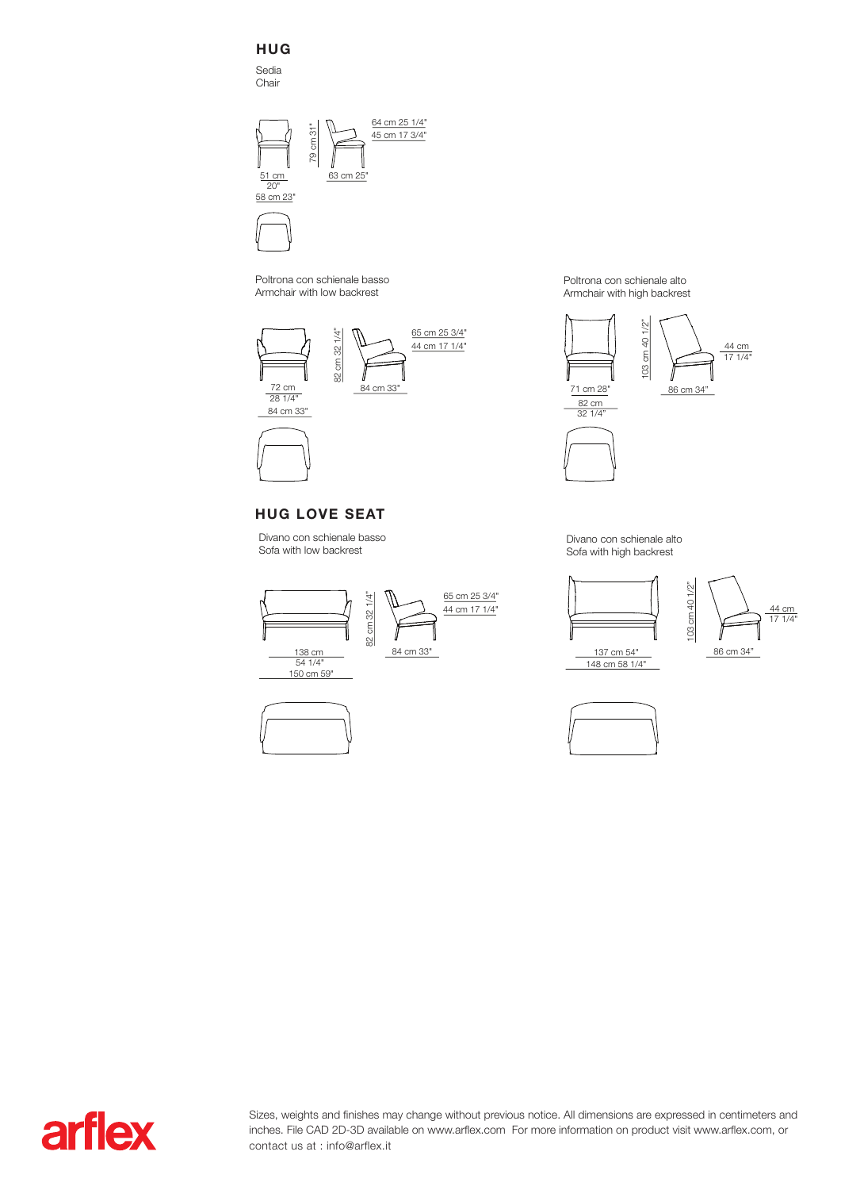## HUG

Sedia
Chair

79 cm 31"

64 cm 25 1/4"
45 cm 17 3/4"

51 cm
20"
58 cm 23"

63 cm 25"

Poltrona con schienale basso
Armchair with low backrest

82 cm 32 1/4"

65 cm 25 3/4"
44 cm 17 1/4"

72 cm
28 1/4"
84 cm 33"

84 cm 33"

Poltrona con schienale alto
Armchair with high backrest

103 cm 40 1/2"

44 cm
17 1/4"

71 cm 28"
82 cm
32 1/4"

86 cm 34"

## HUG LOVE SEAT

Divano con schienale basso
Sofa with low backrest

82 cm 32 1/4"

65 cm 25 3/4"
44 cm 17 1/4"

138 cm
54 1/4"
150 cm 59"

84 cm 33"

Divano con schienale alto
Sofa with high backrest

103 cm 40 1/2"

44 cm
17 1/4"

137 cm 54"
148 cm 58 1/4"

86 cm 34"

arflex

Sizes, weights and finishes may change without previous notice. All dimensions are expressed in centimeters and inches. File CAD 2D-3D available on www.arflex.com For more information on product visit www.arflex.com, or contact us at : info@arflex.it